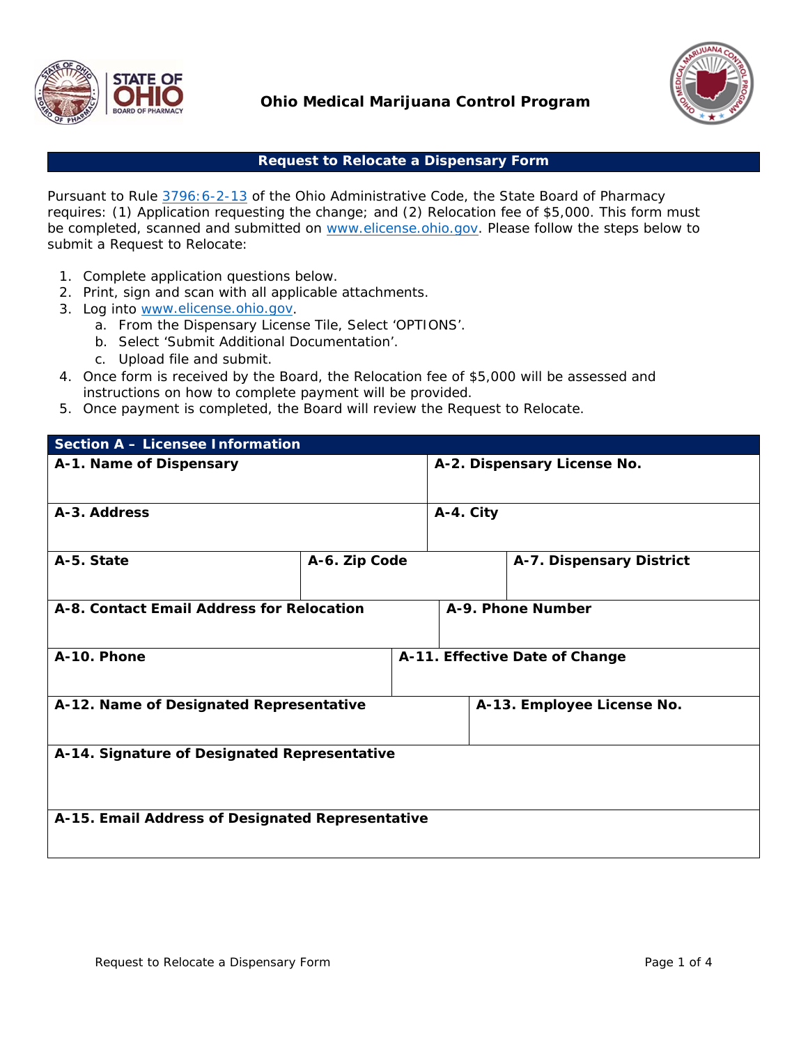# Ohio Medical Marijuana Control Program

## Request to Relocate a Dispensary Form

Pursuant to Rule 3796:6-2-13 of the Ohio Administrative Code, the State Board of Pharmacy requires: (1) Application requesting the change; and (2) Relocation fee of $5,000. This form must be completed, scanned and submitted on www.elicense.ohio.gov. Please follow the steps below to submit a Request to Relocate:

1. Complete application questions below.
2. Print, sign and scan with all applicable attachments.
3. Log into www.elicense.ohio.gov.
   a. From the Dispensary License Tile, Select 'OPTIONS'.
   b. Select 'Submit Additional Documentation'.
   c. Upload file and submit.
4. Once form is received by the Board, the Relocation fee of $5,000 will be assessed and instructions on how to complete payment will be provided.
5. Once payment is completed, the Board will review the Request to Relocate.

### Section A – Licensee Information

| **A-1. Name of Dispensary** | | **A-2. Dispensary License No.** |
|---|---|---|
| | | |
| **A-3. Address** | | **A-4. City** |
| | | |
| **A-5. State** | **A-6. Zip Code** | **A-7. Dispensary District** |
| | | |
| **A-8. Contact Email Address for Relocation** | | **A-9. Phone Number** |
| | | |
| **A-10. Phone** | | **A-11. Effective Date of Change** |
| | | |
| **A-12. Name of Designated Representative** | | **A-13. Employee License No.** |
| | | |
| **A-14. Signature of Designated Representative** | | |
| | | |
| **A-15. Email Address of Designated Representative** | | |
| | | |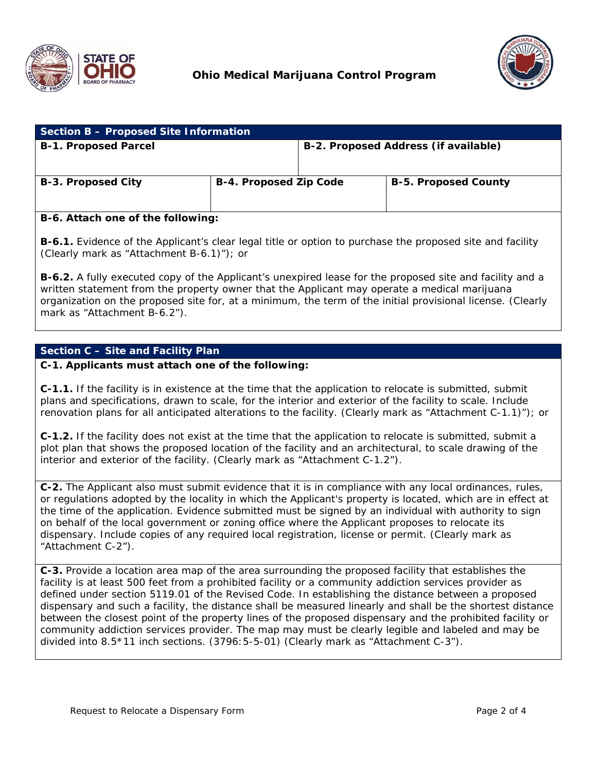## Section B – Proposed Site Information

| B-1. Proposed Parcel | | B-2. Proposed Address (if available) |
|---|---|---|
| | | |
| **B-3. Proposed City** | **B-4. Proposed Zip Code** | **B-5. Proposed County** |
| | | |

**B-6. Attach one of the following:**

**B-6.1.** Evidence of the Applicant's clear legal title or option to purchase the proposed site and facility (Clearly mark as "Attachment B-6.1)"); or

**B-6.2.** A fully executed copy of the Applicant's unexpired lease for the proposed site and facility and a written statement from the property owner that the Applicant may operate a medical marijuana organization on the proposed site for, at a minimum, the term of the initial provisional license. (Clearly mark as "Attachment B-6.2").

## Section C – Site and Facility Plan

**C-1. Applicants must attach one of the following:**

**C-1.1.** If the facility is in existence at the time that the application to relocate is submitted, submit plans and specifications, drawn to scale, for the interior and exterior of the facility to scale. Include renovation plans for all anticipated alterations to the facility. (Clearly mark as "Attachment C-1.1)"); or

**C-1.2.** If the facility does not exist at the time that the application to relocate is submitted, submit a plot plan that shows the proposed location of the facility and an architectural, to scale drawing of the interior and exterior of the facility. (Clearly mark as "Attachment C-1.2").

**C-2.** The Applicant also must submit evidence that it is in compliance with any local ordinances, rules, or regulations adopted by the locality in which the Applicant's property is located, which are in effect at the time of the application. Evidence submitted must be signed by an individual with authority to sign on behalf of the local government or zoning office where the Applicant proposes to relocate its dispensary. Include copies of any required local registration, license or permit. (Clearly mark as "Attachment C-2").

**C-3.** Provide a location area map of the area surrounding the proposed facility that establishes the facility is at least 500 feet from a prohibited facility or a community addiction services provider as defined under section 5119.01 of the Revised Code. In establishing the distance between a proposed dispensary and such a facility, the distance shall be measured linearly and shall be the shortest distance between the closest point of the property lines of the proposed dispensary and the prohibited facility or community addiction services provider. The map may must be clearly legible and labeled and may be divided into 8.5*11 inch sections. (3796:5-5-01) (Clearly mark as "Attachment C-3").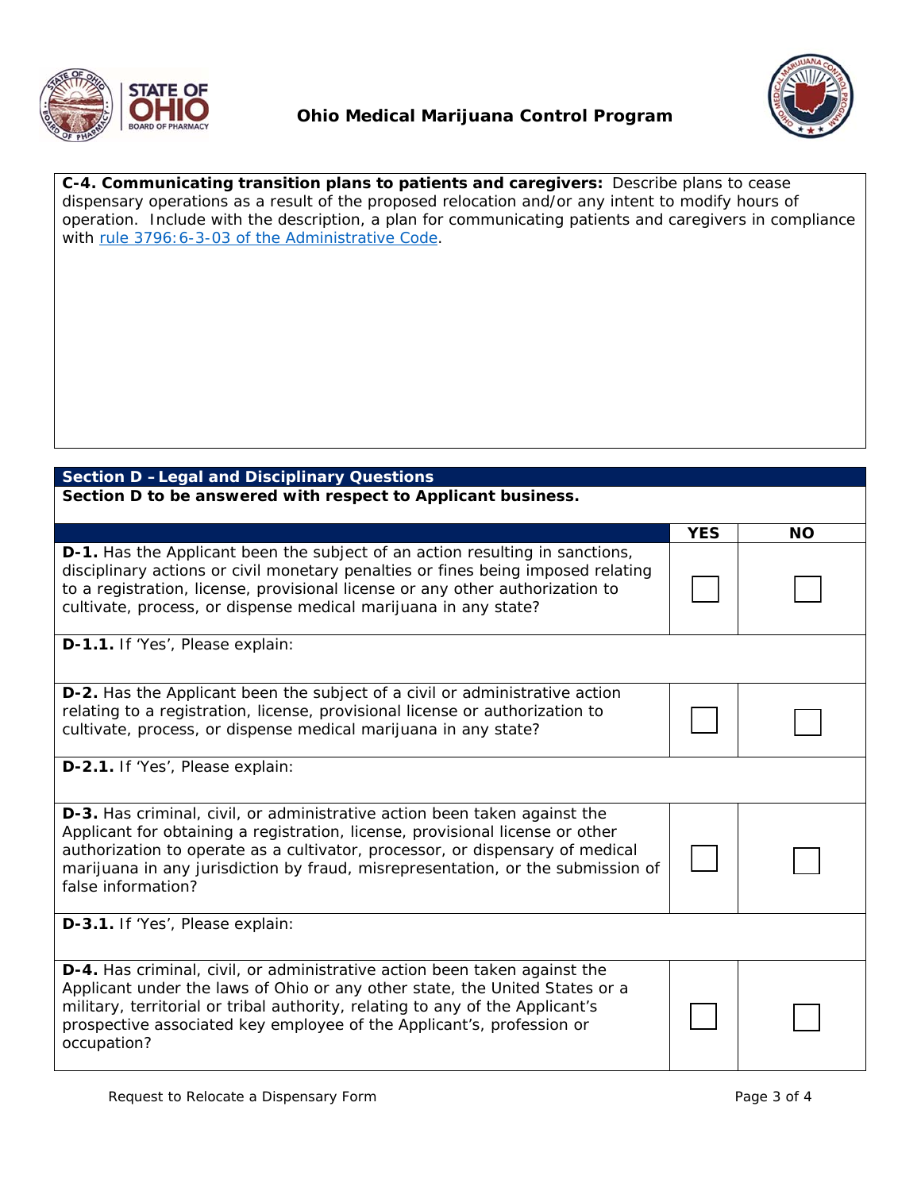**C-4. Communicating transition plans to patients and caregivers:** Describe plans to cease dispensary operations as a result of the proposed relocation and/or any intent to modify hours of operation. Include with the description, a plan for communicating patients and caregivers in compliance with rule 3796:6-3-03 of the Administrative Code.

## Section D – Legal and Disciplinary Questions

**Section D to be answered with respect to Applicant business.**

| | YES | NO |
|---|---|---|
| **D-1.** Has the Applicant been the subject of an action resulting in sanctions, disciplinary actions or civil monetary penalties or fines being imposed relating to a registration, license, provisional license or any other authorization to cultivate, process, or dispense medical marijuana in any state? | ☐ | ☐ |
| **D-1.1.** If 'Yes', Please explain: | | |
| **D-2.** Has the Applicant been the subject of a civil or administrative action relating to a registration, license, provisional license or authorization to cultivate, process, or dispense medical marijuana in any state? | ☐ | ☐ |
| **D-2.1.** If 'Yes', Please explain: | | |
| **D-3.** Has criminal, civil, or administrative action been taken against the Applicant for obtaining a registration, license, provisional license or other authorization to operate as a cultivator, processor, or dispensary of medical marijuana in any jurisdiction by fraud, misrepresentation, or the submission of false information? | ☐ | ☐ |
| **D-3.1.** If 'Yes', Please explain: | | |
| **D-4.** Has criminal, civil, or administrative action been taken against the Applicant under the laws of Ohio or any other state, the United States or a military, territorial or tribal authority, relating to any of the Applicant's prospective associated key employee of the Applicant's, profession or occupation? | ☐ | ☐ |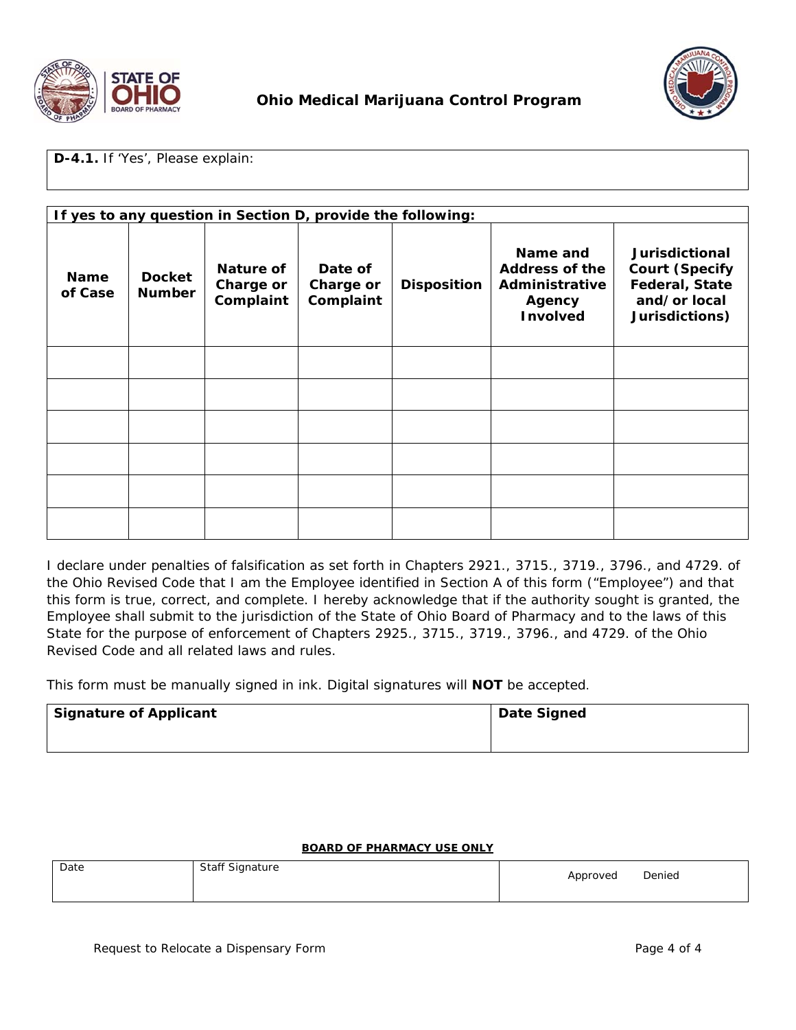**D-4.1.** If 'Yes', Please explain:

| If yes to any question in Section D, provide the following: | | | | | | |
|---|---|---|---|---|---|---|
| **Name of Case** | **Docket Number** | **Nature of Charge or Complaint** | **Date of Charge or Complaint** | **Disposition** | **Name and Address of the Administrative Agency Involved** | **Jurisdictional Court (Specify Federal, State and/or local Jurisdictions)** |
| | | | | | | |
| | | | | | | |
| | | | | | | |
| | | | | | | |
| | | | | | | |
| | | | | | | |

I declare under penalties of falsification as set forth in Chapters 2921., 3715., 3719., 3796., and 4729. of the Ohio Revised Code that I am the Employee identified in Section A of this form ("Employee") and that this form is true, correct, and complete. I hereby acknowledge that if the authority sought is granted, the Employee shall submit to the jurisdiction of the State of Ohio Board of Pharmacy and to the laws of this State for the purpose of enforcement of Chapters 2925., 3715., 3719., 3796., and 4729. of the Ohio Revised Code and all related laws and rules.

This form must be manually signed in ink. Digital signatures will **NOT** be accepted.

| **Signature of Applicant** | **Date Signed** |
|---|---|
| | |

**BOARD OF PHARMACY USE ONLY**

| Date | Staff Signature | Approved Denied |
|---|---|---|
| | | |